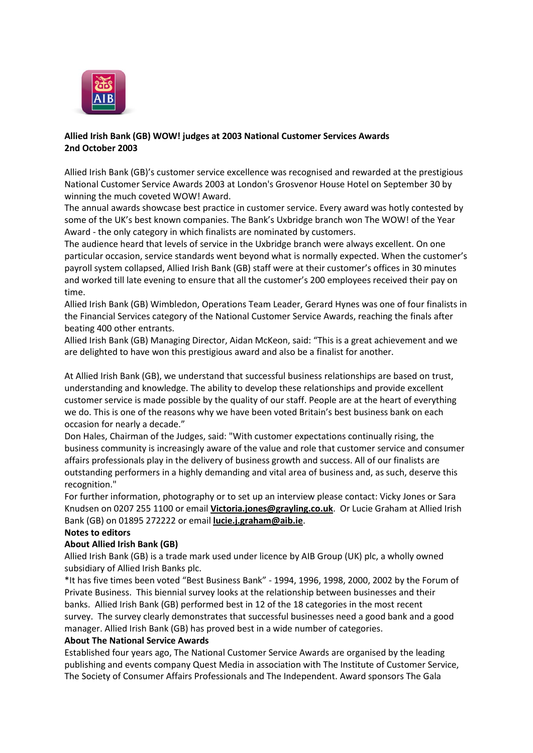**Allied Irish Bank (GB) WOW! judges at 2003 National Customer Services Awards**
**2nd October 2003**

Allied Irish Bank (GB)'s customer service excellence was recognised and rewarded at the prestigious National Customer Service Awards 2003 at London's Grosvenor House Hotel on September 30 by winning the much coveted WOW! Award.

The annual awards showcase best practice in customer service. Every award was hotly contested by some of the UK's best known companies. The Bank's Uxbridge branch won The WOW! of the Year Award - the only category in which finalists are nominated by customers.

The audience heard that levels of service in the Uxbridge branch were always excellent. On one particular occasion, service standards went beyond what is normally expected. When the customer's payroll system collapsed, Allied Irish Bank (GB) staff were at their customer's offices in 30 minutes and worked till late evening to ensure that all the customer's 200 employees received their pay on time.

Allied Irish Bank (GB) Wimbledon, Operations Team Leader, Gerard Hynes was one of four finalists in the Financial Services category of the National Customer Service Awards, reaching the finals after beating 400 other entrants.

Allied Irish Bank (GB) Managing Director, Aidan McKeon, said: "This is a great achievement and we are delighted to have won this prestigious award and also be a finalist for another.

At Allied Irish Bank (GB), we understand that successful business relationships are based on trust, understanding and knowledge. The ability to develop these relationships and provide excellent customer service is made possible by the quality of our staff. People are at the heart of everything we do. This is one of the reasons why we have been voted Britain's best business bank on each occasion for nearly a decade."

Don Hales, Chairman of the Judges, said: "With customer expectations continually rising, the business community is increasingly aware of the value and role that customer service and consumer affairs professionals play in the delivery of business growth and success. All of our finalists are outstanding performers in a highly demanding and vital area of business and, as such, deserve this recognition."

For further information, photography or to set up an interview please contact: Vicky Jones or Sara Knudsen on 0207 255 1100 or email **Victoria.jones@grayling.co.uk**. Or Lucie Graham at Allied Irish Bank (GB) on 01895 272222 or email **lucie.j.graham@aib.ie**.

**Notes to editors**

**About Allied Irish Bank (GB)**

Allied Irish Bank (GB) is a trade mark used under licence by AIB Group (UK) plc, a wholly owned subsidiary of Allied Irish Banks plc.

*It has five times been voted "Best Business Bank" - 1994, 1996, 1998, 2000, 2002 by the Forum of Private Business. This biennial survey looks at the relationship between businesses and their banks. Allied Irish Bank (GB) performed best in 12 of the 18 categories in the most recent survey. The survey clearly demonstrates that successful businesses need a good bank and a good manager. Allied Irish Bank (GB) has proved best in a wide number of categories.

**About The National Service Awards**

Established four years ago, The National Customer Service Awards are organised by the leading publishing and events company Quest Media in association with The Institute of Customer Service, The Society of Consumer Affairs Professionals and The Independent. Award sponsors The Gala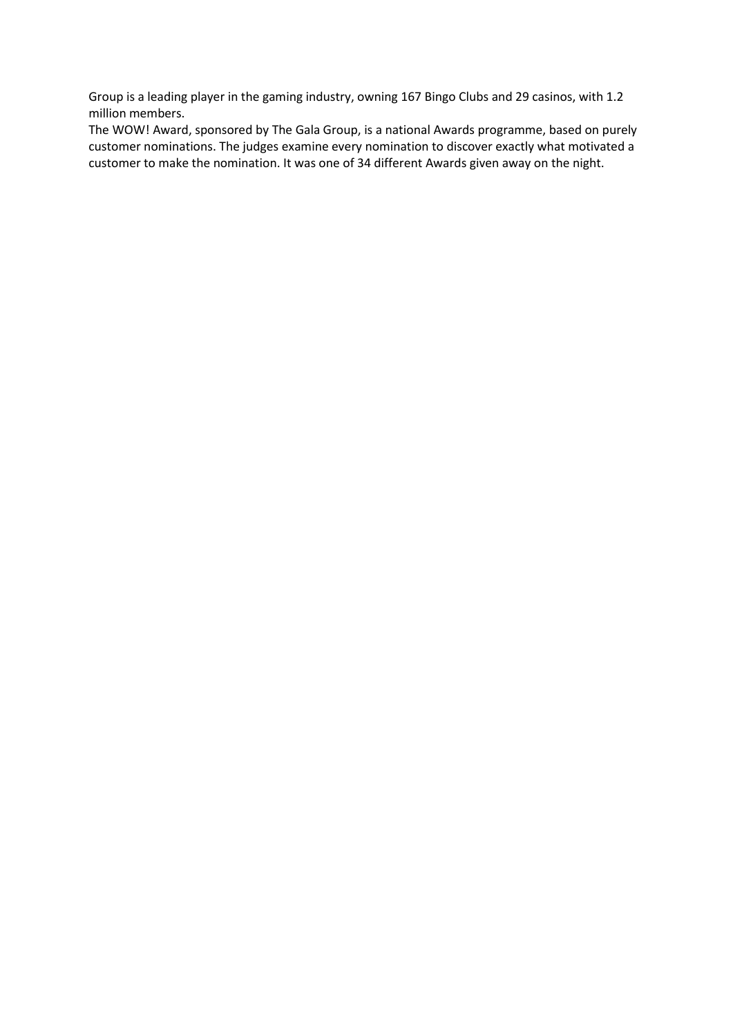Group is a leading player in the gaming industry, owning 167 Bingo Clubs and 29 casinos, with 1.2 million members.

The WOW! Award, sponsored by The Gala Group, is a national Awards programme, based on purely customer nominations. The judges examine every nomination to discover exactly what motivated a customer to make the nomination. It was one of 34 different Awards given away on the night.